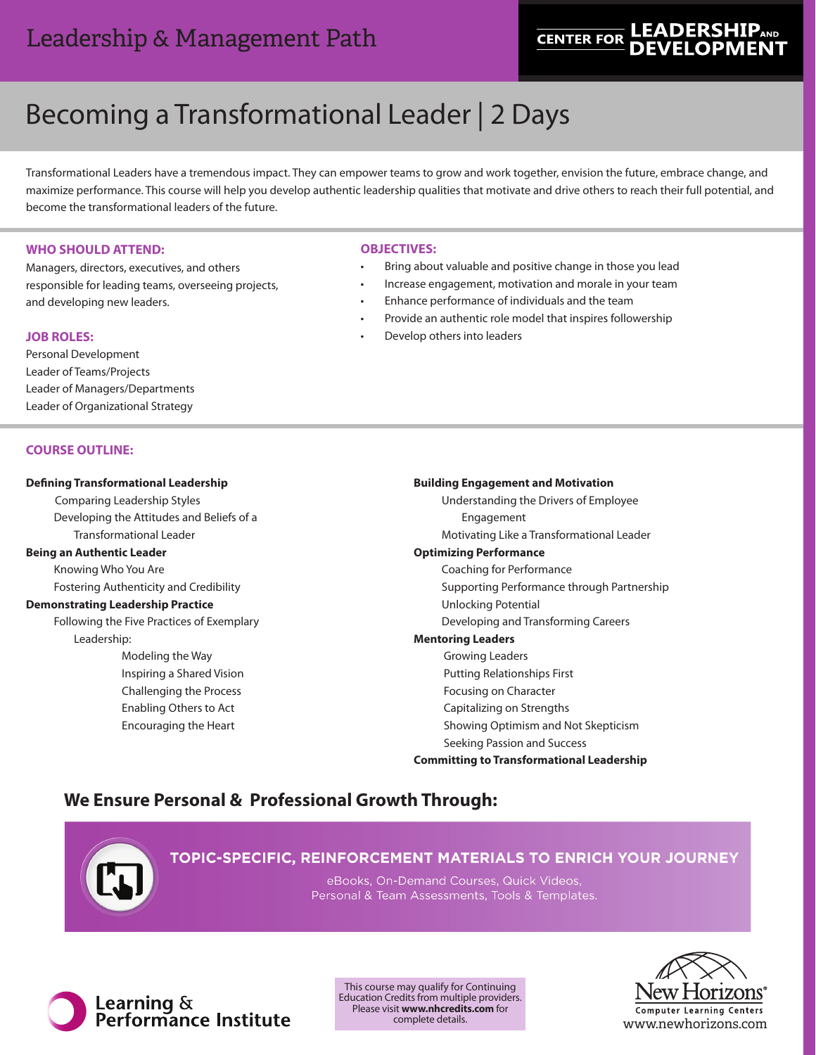Leadership & Management Path

CENTER FOR LEADERSHIP AND DEVELOPMENT

# Becoming a Transformational Leader | 2 Days

Transformational Leaders have a tremendous impact. They can empower teams to grow and work together, envision the future, embrace change, and maximize performance. This course will help you develop authentic leadership qualities that motivate and drive others to reach their full potential, and become the transformational leaders of the future.

### WHO SHOULD ATTEND:

Managers, directors, executives, and others responsible for leading teams, overseeing projects, and developing new leaders.

### JOB ROLES:

Personal Development
Leader of Teams/Projects
Leader of Managers/Departments
Leader of Organizational Strategy

### OBJECTIVES:

- Bring about valuable and positive change in those you lead
- Increase engagement, motivation and morale in your team
- Enhance performance of individuals and the team
- Provide an authentic role model that inspires followership
- Develop others into leaders

### COURSE OUTLINE:

**Defining Transformational Leadership**
- Comparing Leadership Styles
- Developing the Attitudes and Beliefs of a Transformational Leader

**Being an Authentic Leader**
- Knowing Who You Are
- Fostering Authenticity and Credibility

**Demonstrating Leadership Practice**
- Following the Five Practices of Exemplary Leadership:
  - Modeling the Way
  - Inspiring a Shared Vision
  - Challenging the Process
  - Enabling Others to Act
  - Encouraging the Heart

**Building Engagement and Motivation**
- Understanding the Drivers of Employee Engagement
- Motivating Like a Transformational Leader

**Optimizing Performance**
- Coaching for Performance
- Supporting Performance through Partnership
- Unlocking Potential
- Developing and Transforming Careers

**Mentoring Leaders**
- Growing Leaders
- Putting Relationships First
- Focusing on Character
- Capitalizing on Strengths
- Showing Optimism and Not Skepticism
- Seeking Passion and Success

**Committing to Transformational Leadership**

## We Ensure Personal & Professional Growth Through:

**TOPIC-SPECIFIC, REINFORCEMENT MATERIALS TO ENRICH YOUR JOURNEY**

eBooks, On-Demand Courses, Quick Videos, Personal & Team Assessments, Tools & Templates.

Learning & Performance Institute

This course may qualify for Continuing Education Credits from multiple providers. Please visit **www.nhcredits.com** for complete details.

New Horizons® Computer Learning Centers
www.newhorizons.com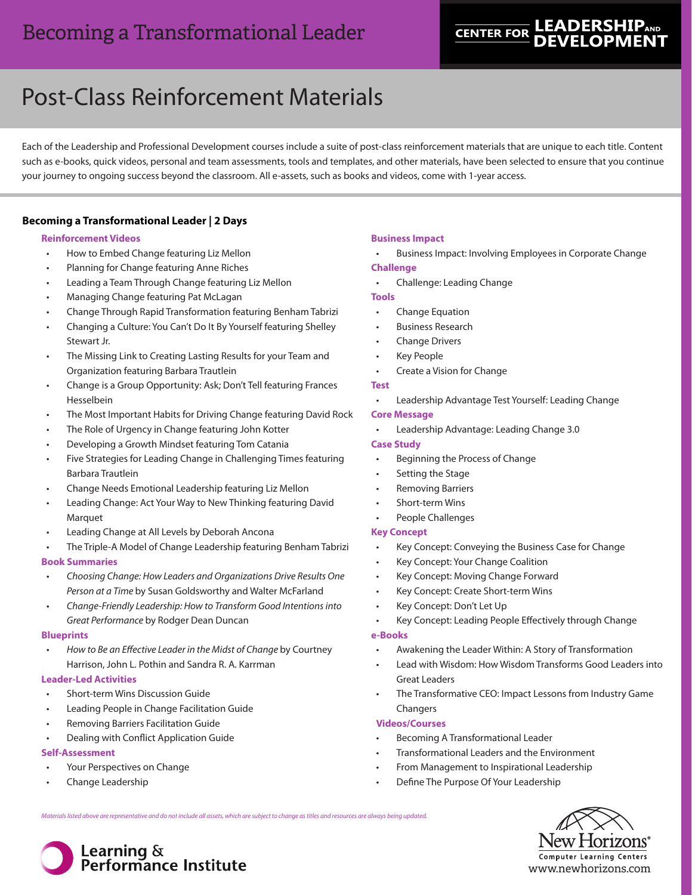# Becoming a Transformational Leader

CENTER FOR LEADERSHIP AND DEVELOPMENT

## Post-Class Reinforcement Materials

Each of the Leadership and Professional Development courses include a suite of post-class reinforcement materials that are unique to each title. Content such as e-books, quick videos, personal and team assessments, tools and templates, and other materials, have been selected to ensure that you continue your journey to ongoing success beyond the classroom. All e-assets, such as books and videos, come with 1-year access.

### Becoming a Transformational Leader | 2 Days

**Reinforcement Videos**

- How to Embed Change featuring Liz Mellon
- Planning for Change featuring Anne Riches
- Leading a Team Through Change featuring Liz Mellon
- Managing Change featuring Pat McLagan
- Change Through Rapid Transformation featuring Benham Tabrizi
- Changing a Culture: You Can't Do It By Yourself featuring Shelley Stewart Jr.
- The Missing Link to Creating Lasting Results for your Team and Organization featuring Barbara Trautlein
- Change is a Group Opportunity: Ask; Don't Tell featuring Frances Hesselbein
- The Most Important Habits for Driving Change featuring David Rock
- The Role of Urgency in Change featuring John Kotter
- Developing a Growth Mindset featuring Tom Catania
- Five Strategies for Leading Change in Challenging Times featuring Barbara Trautlein
- Change Needs Emotional Leadership featuring Liz Mellon
- Leading Change: Act Your Way to New Thinking featuring David Marquet
- Leading Change at All Levels by Deborah Ancona
- The Triple-A Model of Change Leadership featuring Benham Tabrizi

**Book Summaries**

- *Choosing Change: How Leaders and Organizations Drive Results One Person at a Time* by Susan Goldsworthy and Walter McFarland
- *Change-Friendly Leadership: How to Transform Good Intentions into Great Performance* by Rodger Dean Duncan

**Blueprints**

- *How to Be an Effective Leader in the Midst of Change* by Courtney Harrison, John L. Pothin and Sandra R. A. Karrman

**Leader-Led Activities**

- Short-term Wins Discussion Guide
- Leading People in Change Facilitation Guide
- Removing Barriers Facilitation Guide
- Dealing with Conflict Application Guide

**Self-Assessment**

- Your Perspectives on Change
- Change Leadership

**Business Impact**

- Business Impact: Involving Employees in Corporate Change

**Challenge**

- Challenge: Leading Change

**Tools**

- Change Equation
- Business Research
- Change Drivers
- Key People
- Create a Vision for Change

**Test**

- Leadership Advantage Test Yourself: Leading Change

**Core Message**

- Leadership Advantage: Leading Change 3.0

**Case Study**

- Beginning the Process of Change
- Setting the Stage
- Removing Barriers
- Short-term Wins
- People Challenges

**Key Concept**

- Key Concept: Conveying the Business Case for Change
- Key Concept: Your Change Coalition
- Key Concept: Moving Change Forward
- Key Concept: Create Short-term Wins
- Key Concept: Don't Let Up
- Key Concept: Leading People Effectively through Change

**e-Books**

- Awakening the Leader Within: A Story of Transformation
- Lead with Wisdom: How Wisdom Transforms Good Leaders into Great Leaders
- The Transformative CEO: Impact Lessons from Industry Game Changers

**Videos/Courses**

- Becoming A Transformational Leader
- Transformational Leaders and the Environment
- From Management to Inspirational Leadership
- Define The Purpose Of Your Leadership

*Materials listed above are representative and do not include all assets, which are subject to change as titles and resources are always being updated.*

Learning & Performance Institute

New Horizons® Computer Learning Centers
www.newhorizons.com